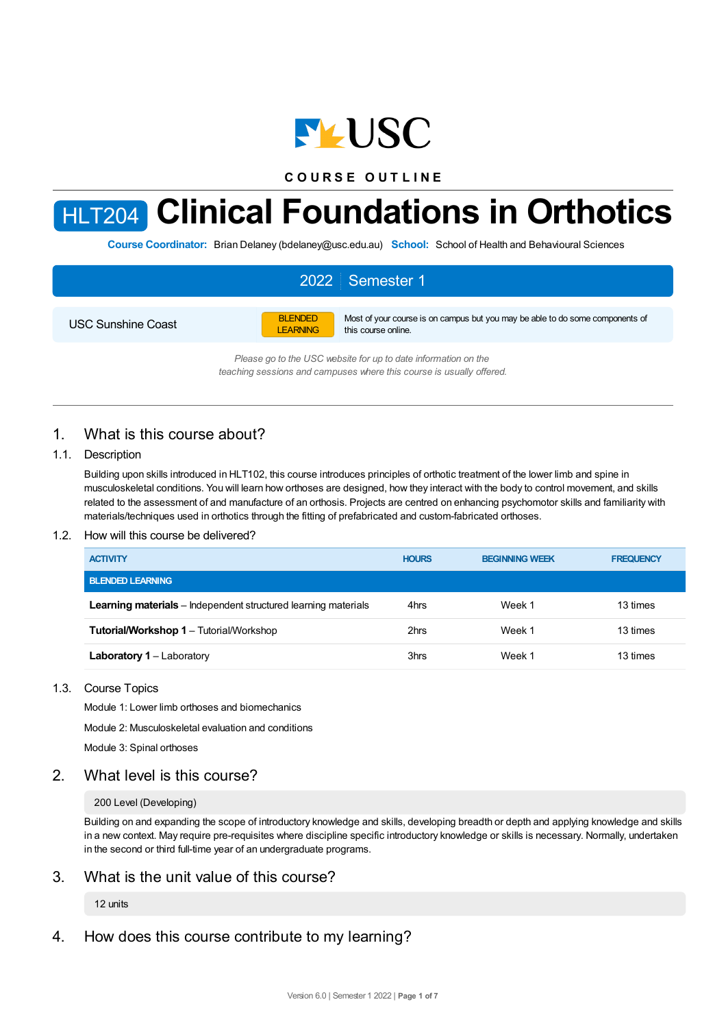COURSE OUTLINE

# HLT204 Clinical Foundations in Orthotics

**Course Coordinator:** Brian Delaney (bdelaney@usc.edu.au) **School:** School of Health and Behavioural Sciences

**2022 | Semester 1**

USC Sunshine Coast

BLENDED LEARNING — Most of your course is on campus but you may be able to do some components of this course online.

*Please go to the USC website for up to date information on the teaching sessions and campuses where this course is usually offered.*

## 1. What is this course about?

### 1.1. Description

Building upon skills introduced in HLT102, this course introduces principles of orthotic treatment of the lower limb and spine in musculoskeletal conditions. You will learn how orthoses are designed, how they interact with the body to control movement, and skills related to the assessment of and manufacture of an orthosis. Projects are centred on enhancing psychomotor skills and familiarity with materials/techniques used in orthotics through the fitting of prefabricated and custom-fabricated orthoses.

### 1.2. How will this course be delivered?

| ACTIVITY | HOURS | BEGINNING WEEK | FREQUENCY |
|---|---|---|---|
| **BLENDED LEARNING** | | | |
| **Learning materials** – Independent structured learning materials | 4hrs | Week 1 | 13 times |
| **Tutorial/Workshop 1** – Tutorial/Workshop | 2hrs | Week 1 | 13 times |
| **Laboratory 1** – Laboratory | 3hrs | Week 1 | 13 times |

### 1.3. Course Topics

Module 1: Lower limb orthoses and biomechanics

Module 2: Musculoskeletal evaluation and conditions

Module 3: Spinal orthoses

## 2. What level is this course?

200 Level (Developing)

Building on and expanding the scope of introductory knowledge and skills, developing breadth or depth and applying knowledge and skills in a new context. May require pre-requisites where discipline specific introductory knowledge or skills is necessary. Normally, undertaken in the second or third full-time year of an undergraduate programs.

## 3. What is the unit value of this course?

12 units

## 4. How does this course contribute to my learning?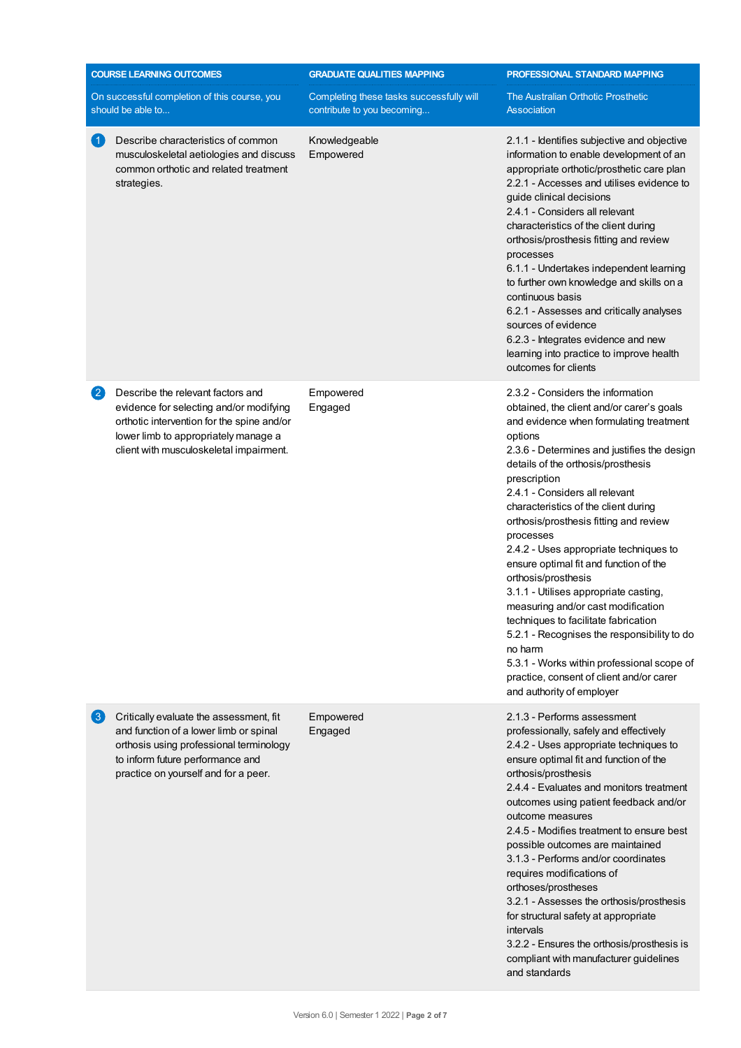| COURSE LEARNING OUTCOMES<br>On successful completion of this course, you should be able to... | GRADUATE QUALITIES MAPPING<br>Completing these tasks successfully will contribute to you becoming... | PROFESSIONAL STANDARD MAPPING<br>The Australian Orthotic Prosthetic Association |
|---|---|---|
| 1 Describe characteristics of common musculoskeletal aetiologies and discuss common orthotic and related treatment strategies. | Knowledgeable<br>Empowered | 2.1.1 - Identifies subjective and objective information to enable development of an appropriate orthotic/prosthetic care plan<br>2.2.1 - Accesses and utilises evidence to guide clinical decisions<br>2.4.1 - Considers all relevant characteristics of the client during orthosis/prosthesis fitting and review processes<br>6.1.1 - Undertakes independent learning to further own knowledge and skills on a continuous basis<br>6.2.1 - Assesses and critically analyses sources of evidence<br>6.2.3 - Integrates evidence and new learning into practice to improve health outcomes for clients |
| 2 Describe the relevant factors and evidence for selecting and/or modifying orthotic intervention for the spine and/or lower limb to appropriately manage a client with musculoskeletal impairment. | Empowered<br>Engaged | 2.3.2 - Considers the information obtained, the client and/or carer's goals and evidence when formulating treatment options<br>2.3.6 - Determines and justifies the design details of the orthosis/prosthesis prescription<br>2.4.1 - Considers all relevant characteristics of the client during orthosis/prosthesis fitting and review processes<br>2.4.2 - Uses appropriate techniques to ensure optimal fit and function of the orthosis/prosthesis<br>3.1.1 - Utilises appropriate casting, measuring and/or cast modification techniques to facilitate fabrication<br>5.2.1 - Recognises the responsibility to do no harm<br>5.3.1 - Works within professional scope of practice, consent of client and/or carer and authority of employer |
| 3 Critically evaluate the assessment, fit and function of a lower limb or spinal orthosis using professional terminology to inform future performance and practice on yourself and for a peer. | Empowered<br>Engaged | 2.1.3 - Performs assessment professionally, safely and effectively<br>2.4.2 - Uses appropriate techniques to ensure optimal fit and function of the orthosis/prosthesis<br>2.4.4 - Evaluates and monitors treatment outcomes using patient feedback and/or outcome measures<br>2.4.5 - Modifies treatment to ensure best possible outcomes are maintained<br>3.1.3 - Performs and/or coordinates requires modifications of orthoses/prostheses<br>3.2.1 - Assesses the orthosis/prosthesis for structural safety at appropriate intervals<br>3.2.2 - Ensures the orthosis/prosthesis is compliant with manufacturer guidelines and standards |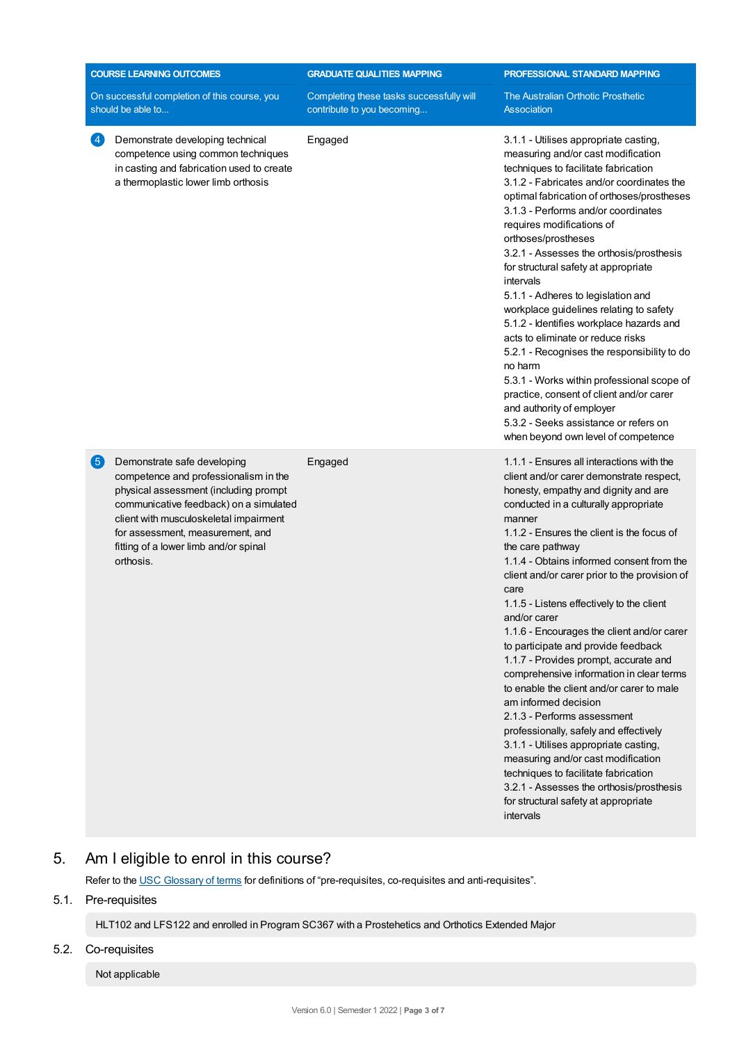| COURSE LEARNING OUTCOMES<br>On successful completion of this course, you should be able to... | GRADUATE QUALITIES MAPPING<br>Completing these tasks successfully will contribute to you becoming... | PROFESSIONAL STANDARD MAPPING<br>The Australian Orthotic Prosthetic Association |
|---|---|---|
| 4 Demonstrate developing technical competence using common techniques in casting and fabrication used to create a thermoplastic lower limb orthosis | Engaged | 3.1.1 - Utilises appropriate casting, measuring and/or cast modification techniques to facilitate fabrication<br>3.1.2 - Fabricates and/or coordinates the optimal fabrication of orthoses/prostheses<br>3.1.3 - Performs and/or coordinates requires modifications of orthoses/prostheses<br>3.2.1 - Assesses the orthosis/prosthesis for structural safety at appropriate intervals<br>5.1.1 - Adheres to legislation and workplace guidelines relating to safety<br>5.1.2 - Identifies workplace hazards and acts to eliminate or reduce risks<br>5.2.1 - Recognises the responsibility to do no harm<br>5.3.1 - Works within professional scope of practice, consent of client and/or carer and authority of employer<br>5.3.2 - Seeks assistance or refers on when beyond own level of competence |
| 5 Demonstrate safe developing competence and professionalism in the physical assessment (including prompt communicative feedback) on a simulated client with musculoskeletal impairment for assessment, measurement, and fitting of a lower limb and/or spinal orthosis. | Engaged | 1.1.1 - Ensures all interactions with the client and/or carer demonstrate respect, honesty, empathy and dignity and are conducted in a culturally appropriate manner<br>1.1.2 - Ensures the client is the focus of the care pathway<br>1.1.4 - Obtains informed consent from the client and/or carer prior to the provision of care<br>1.1.5 - Listens effectively to the client and/or carer<br>1.1.6 - Encourages the client and/or carer to participate and provide feedback<br>1.1.7 - Provides prompt, accurate and comprehensive information in clear terms to enable the client and/or carer to male am informed decision<br>2.1.3 - Performs assessment professionally, safely and effectively<br>3.1.1 - Utilises appropriate casting, measuring and/or cast modification techniques to facilitate fabrication<br>3.2.1 - Assesses the orthosis/prosthesis for structural safety at appropriate intervals |

## 5. Am I eligible to enrol in this course?

Refer to the USC Glossary of terms for definitions of "pre-requisites, co-requisites and anti-requisites".

### 5.1. Pre-requisites

HLT102 and LFS122 and enrolled in Program SC367 with a Prostehetics and Orthotics Extended Major

### 5.2. Co-requisites

Not applicable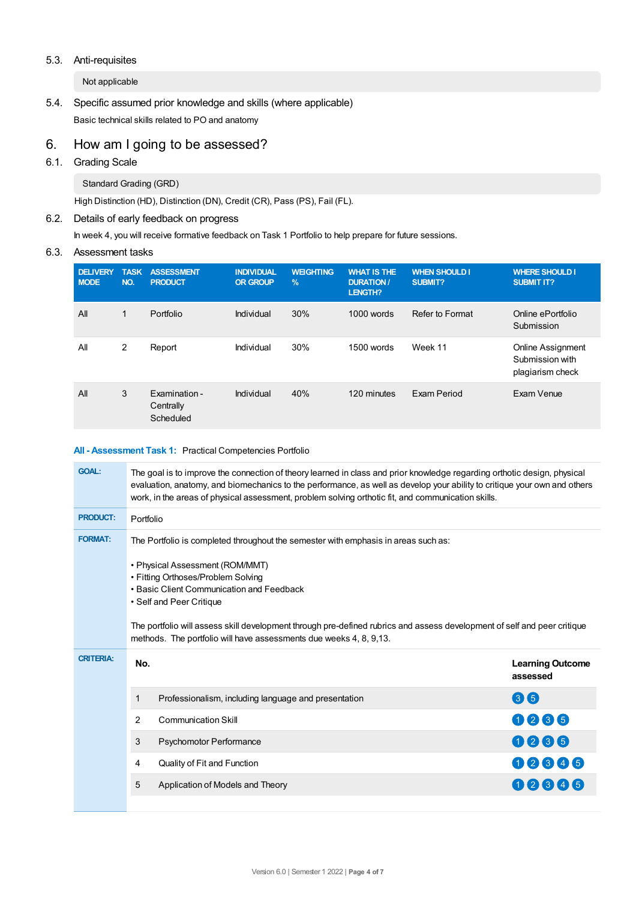### 5.3. Anti-requisites

Not applicable

### 5.4. Specific assumed prior knowledge and skills (where applicable)

Basic technical skills related to PO and anatomy

## 6. How am I going to be assessed?

### 6.1. Grading Scale

Standard Grading (GRD)

High Distinction (HD), Distinction (DN), Credit (CR), Pass (PS), Fail (FL).

### 6.2. Details of early feedback on progress

In week 4, you will receive formative feedback on Task 1 Portfolio to help prepare for future sessions.

### 6.3. Assessment tasks

| DELIVERY MODE | TASK NO. | ASSESSMENT PRODUCT | INDIVIDUAL OR GROUP | WEIGHTING % | WHAT IS THE DURATION / LENGTH? | WHEN SHOULD I SUBMIT? | WHERE SHOULD I SUBMIT IT? |
|---|---|---|---|---|---|---|---|
| All | 1 | Portfolio | Individual | 30% | 1000 words | Refer to Format | Online ePortfolio Submission |
| All | 2 | Report | Individual | 30% | 1500 words | Week 11 | Online Assignment Submission with plagiarism check |
| All | 3 | Examination - Centrally Scheduled | Individual | 40% | 120 minutes | Exam Period | Exam Venue |

**All - Assessment Task 1:** Practical Competencies Portfolio

**GOAL:** The goal is to improve the connection of theory learned in class and prior knowledge regarding orthotic design, physical evaluation, anatomy, and biomechanics to the performance, as well as develop your ability to critique your own and others work, in the areas of physical assessment, problem solving orthotic fit, and communication skills.

**PRODUCT:** Portfolio

**FORMAT:** The Portfolio is completed throughout the semester with emphasis in areas such as:

- Physical Assessment (ROM/MMT)
- Fitting Orthoses/Problem Solving
- Basic Client Communication and Feedback
- Self and Peer Critique

The portfolio will assess skill development through pre-defined rubrics and assess development of self and peer critique methods. The portfolio will have assessments due weeks 4, 8, 9,13.

**CRITERIA:**

| No. | | Learning Outcome assessed |
|---|---|---|
| 1 | Professionalism, including language and presentation | 3 5 |
| 2 | Communication Skill | 1 2 3 5 |
| 3 | Psychomotor Performance | 1 2 3 5 |
| 4 | Quality of Fit and Function | 1 2 3 4 5 |
| 5 | Application of Models and Theory | 1 2 3 4 5 |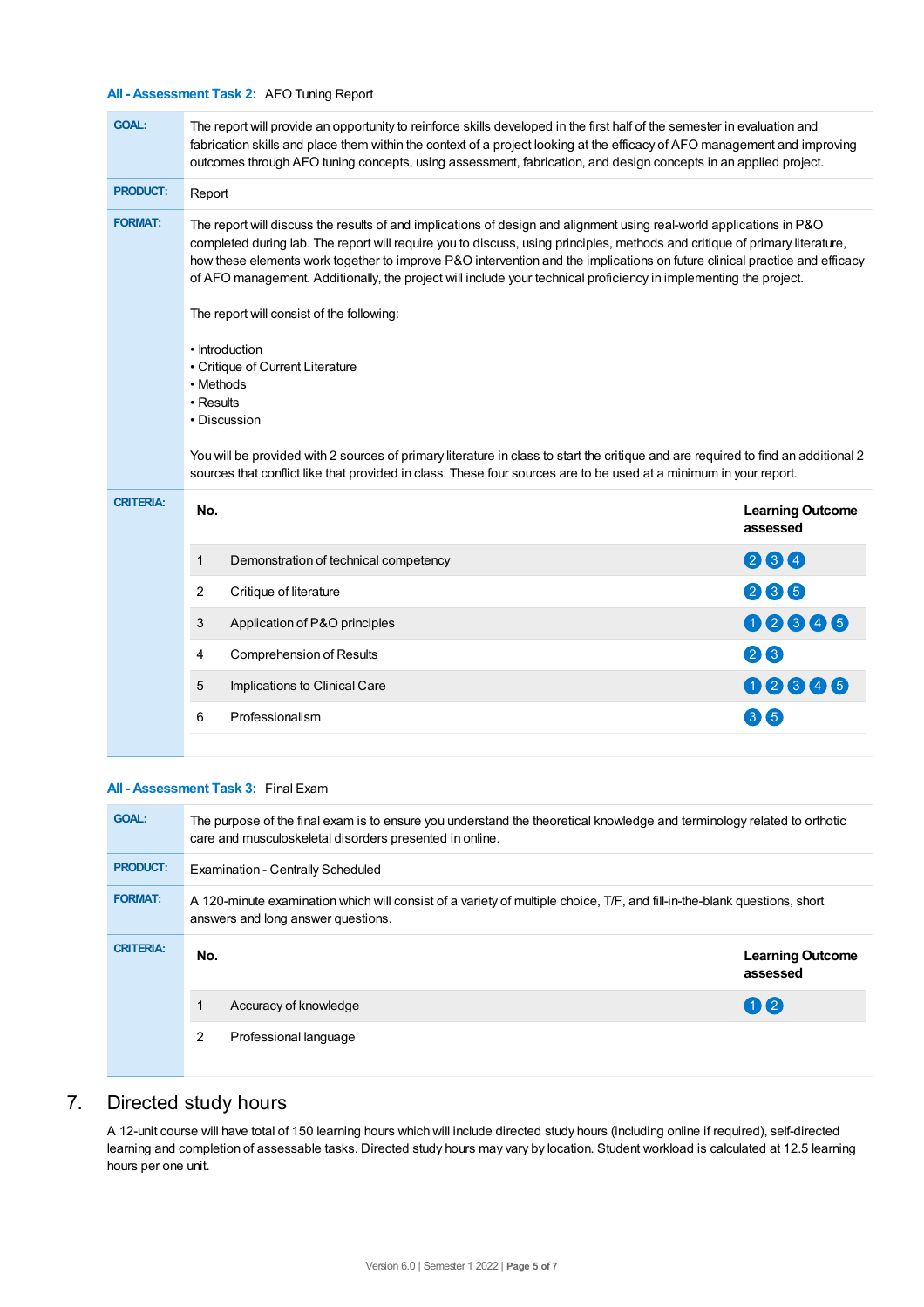**All - Assessment Task 2:** AFO Tuning Report

**GOAL:** The report will provide an opportunity to reinforce skills developed in the first half of the semester in evaluation and fabrication skills and place them within the context of a project looking at the efficacy of AFO management and improving outcomes through AFO tuning concepts, using assessment, fabrication, and design concepts in an applied project.

**PRODUCT:** Report

**FORMAT:** The report will discuss the results of and implications of design and alignment using real-world applications in P&O completed during lab. The report will require you to discuss, using principles, methods and critique of primary literature, how these elements work together to improve P&O intervention and the implications on future clinical practice and efficacy of AFO management. Additionally, the project will include your technical proficiency in implementing the project.

The report will consist of the following:

- Introduction
- Critique of Current Literature
- Methods
- Results
- Discussion

You will be provided with 2 sources of primary literature in class to start the critique and are required to find an additional 2 sources that conflict like that provided in class. These four sources are to be used at a minimum in your report.

**CRITERIA:**

| No. | | Learning Outcome assessed |
|---|---|---|
| 1 | Demonstration of technical competency | 2 3 4 |
| 2 | Critique of literature | 2 3 5 |
| 3 | Application of P&O principles | 1 2 3 4 5 |
| 4 | Comprehension of Results | 2 3 |
| 5 | Implications to Clinical Care | 1 2 3 4 5 |
| 6 | Professionalism | 3 5 |

**All - Assessment Task 3:** Final Exam

**GOAL:** The purpose of the final exam is to ensure you understand the theoretical knowledge and terminology related to orthotic care and musculoskeletal disorders presented in online.

**PRODUCT:** Examination - Centrally Scheduled

**FORMAT:** A 120-minute examination which will consist of a variety of multiple choice, T/F, and fill-in-the-blank questions, short answers and long answer questions.

**CRITERIA:**

| No. | | Learning Outcome assessed |
|---|---|---|
| 1 | Accuracy of knowledge | 1 2 |
| 2 | Professional language | |

## 7. Directed study hours

A 12-unit course will have total of 150 learning hours which will include directed study hours (including online if required), self-directed learning and completion of assessable tasks. Directed study hours may vary by location. Student workload is calculated at 12.5 learning hours per one unit.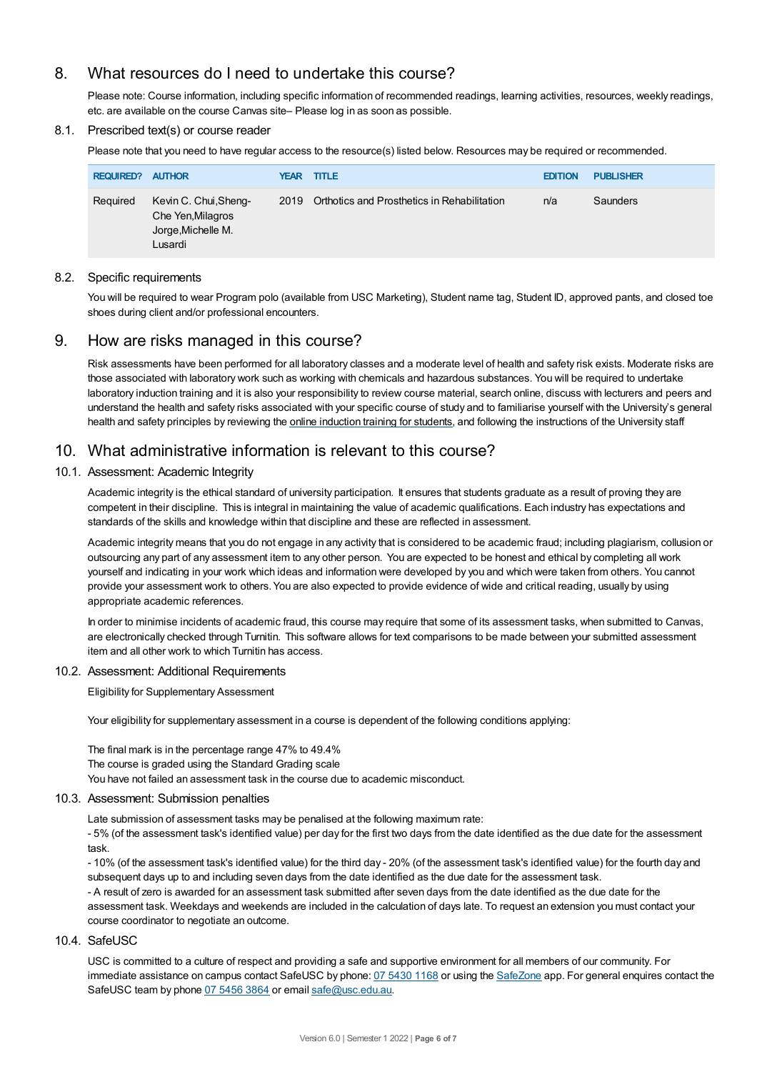## 8. What resources do I need to undertake this course?

Please note: Course information, including specific information of recommended readings, learning activities, resources, weekly readings, etc. are available on the course Canvas site– Please log in as soon as possible.

### 8.1. Prescribed text(s) or course reader

Please note that you need to have regular access to the resource(s) listed below. Resources may be required or recommended.

| REQUIRED? | AUTHOR | YEAR | TITLE | EDITION | PUBLISHER |
|---|---|---|---|---|---|
| Required | Kevin C. Chui,Sheng-Che Yen,Milagros Jorge,Michelle M. Lusardi | 2019 | Orthotics and Prosthetics in Rehabilitation | n/a | Saunders |

### 8.2. Specific requirements

You will be required to wear Program polo (available from USC Marketing), Student name tag, Student ID, approved pants, and closed toe shoes during client and/or professional encounters.

## 9. How are risks managed in this course?

Risk assessments have been performed for all laboratory classes and a moderate level of health and safety risk exists. Moderate risks are those associated with laboratory work such as working with chemicals and hazardous substances. You will be required to undertake laboratory induction training and it is also your responsibility to review course material, search online, discuss with lecturers and peers and understand the health and safety risks associated with your specific course of study and to familiarise yourself with the University's general health and safety principles by reviewing the online induction training for students, and following the instructions of the University staff

## 10. What administrative information is relevant to this course?

### 10.1. Assessment: Academic Integrity

Academic integrity is the ethical standard of university participation. It ensures that students graduate as a result of proving they are competent in their discipline. This is integral in maintaining the value of academic qualifications. Each industry has expectations and standards of the skills and knowledge within that discipline and these are reflected in assessment.

Academic integrity means that you do not engage in any activity that is considered to be academic fraud; including plagiarism, collusion or outsourcing any part of any assessment item to any other person. You are expected to be honest and ethical by completing all work yourself and indicating in your work which ideas and information were developed by you and which were taken from others. You cannot provide your assessment work to others. You are also expected to provide evidence of wide and critical reading, usually by using appropriate academic references.

In order to minimise incidents of academic fraud, this course may require that some of its assessment tasks, when submitted to Canvas, are electronically checked through Turnitin. This software allows for text comparisons to be made between your submitted assessment item and all other work to which Turnitin has access.

### 10.2. Assessment: Additional Requirements

Eligibility for Supplementary Assessment

Your eligibility for supplementary assessment in a course is dependent of the following conditions applying:

The final mark is in the percentage range 47% to 49.4%
The course is graded using the Standard Grading scale
You have not failed an assessment task in the course due to academic misconduct.

### 10.3. Assessment: Submission penalties

Late submission of assessment tasks may be penalised at the following maximum rate:
- 5% (of the assessment task's identified value) per day for the first two days from the date identified as the due date for the assessment task.
- 10% (of the assessment task's identified value) for the third day - 20% (of the assessment task's identified value) for the fourth day and subsequent days up to and including seven days from the date identified as the due date for the assessment task.
- A result of zero is awarded for an assessment task submitted after seven days from the date identified as the due date for the assessment task. Weekdays and weekends are included in the calculation of days late. To request an extension you must contact your course coordinator to negotiate an outcome.

### 10.4. SafeUSC

USC is committed to a culture of respect and providing a safe and supportive environment for all members of our community. For immediate assistance on campus contact SafeUSC by phone: 07 5430 1168 or using the SafeZone app. For general enquires contact the SafeUSC team by phone 07 5456 3864 or email safe@usc.edu.au.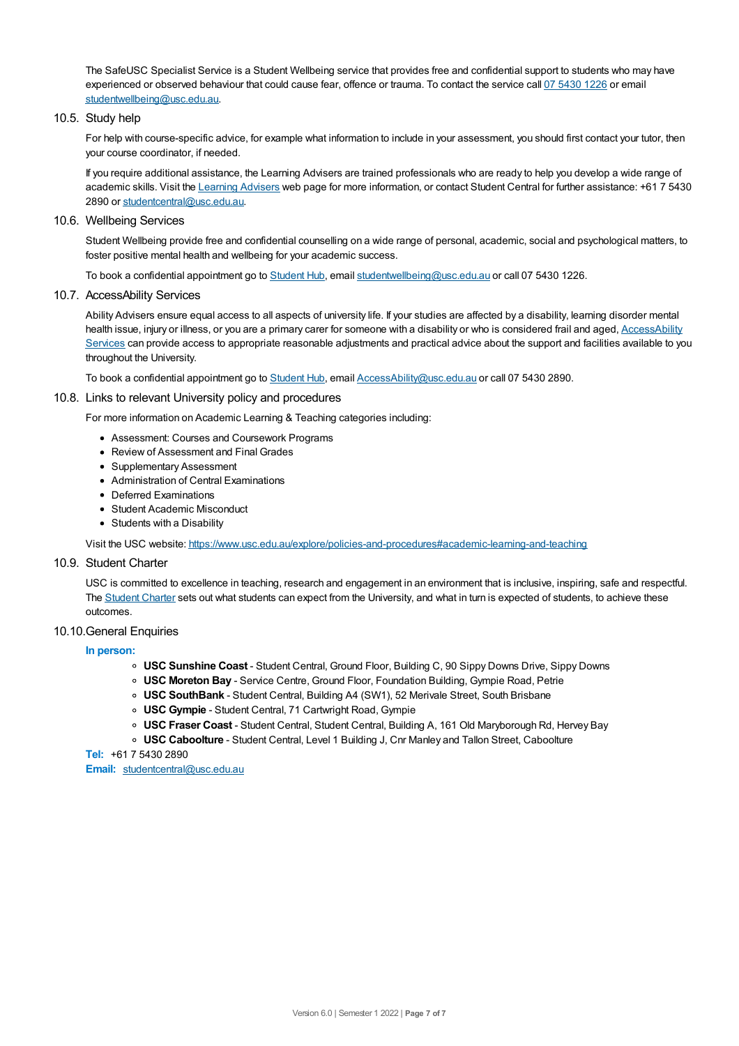The SafeUSC Specialist Service is a Student Wellbeing service that provides free and confidential support to students who may have experienced or observed behaviour that could cause fear, offence or trauma. To contact the service call [07 5430 1226](tel:0754301226) or email [studentwellbeing@usc.edu.au](mailto:studentwellbeing@usc.edu.au).

### 10.5. Study help

For help with course-specific advice, for example what information to include in your assessment, you should first contact your tutor, then your course coordinator, if needed.

If you require additional assistance, the Learning Advisers are trained professionals who are ready to help you develop a wide range of academic skills. Visit the Learning Advisers web page for more information, or contact Student Central for further assistance: +61 7 5430 2890 or [studentcentral@usc.edu.au](mailto:studentcentral@usc.edu.au).

### 10.6. Wellbeing Services

Student Wellbeing provide free and confidential counselling on a wide range of personal, academic, social and psychological matters, to foster positive mental health and wellbeing for your academic success.

To book a confidential appointment go to Student Hub, email [studentwellbeing@usc.edu.au](mailto:studentwellbeing@usc.edu.au) or call 07 5430 1226.

### 10.7. AccessAbility Services

Ability Advisers ensure equal access to all aspects of university life. If your studies are affected by a disability, learning disorder mental health issue, injury or illness, or you are a primary carer for someone with a disability or who is considered frail and aged, AccessAbility Services can provide access to appropriate reasonable adjustments and practical advice about the support and facilities available to you throughout the University.

To book a confidential appointment go to Student Hub, email [AccessAbility@usc.edu.au](mailto:AccessAbility@usc.edu.au) or call 07 5430 2890.

### 10.8. Links to relevant University policy and procedures

For more information on Academic Learning & Teaching categories including:

- Assessment: Courses and Coursework Programs
- Review of Assessment and Final Grades
- Supplementary Assessment
- Administration of Central Examinations
- Deferred Examinations
- Student Academic Misconduct
- Students with a Disability

Visit the USC website: https://www.usc.edu.au/explore/policies-and-procedures#academic-learning-and-teaching

### 10.9. Student Charter

USC is committed to excellence in teaching, research and engagement in an environment that is inclusive, inspiring, safe and respectful. The Student Charter sets out what students can expect from the University, and what in turn is expected of students, to achieve these outcomes.

### 10.10. General Enquiries

**In person:**

- **USC Sunshine Coast** - Student Central, Ground Floor, Building C, 90 Sippy Downs Drive, Sippy Downs
- **USC Moreton Bay** - Service Centre, Ground Floor, Foundation Building, Gympie Road, Petrie
- **USC SouthBank** - Student Central, Building A4 (SW1), 52 Merivale Street, South Brisbane
- **USC Gympie** - Student Central, 71 Cartwright Road, Gympie
- **USC Fraser Coast** - Student Central, Student Central, Building A, 161 Old Maryborough Rd, Hervey Bay
- **USC Caboolture** - Student Central, Level 1 Building J, Cnr Manley and Tallon Street, Caboolture

**Tel:** +61 7 5430 2890

**Email:** [studentcentral@usc.edu.au](mailto:studentcentral@usc.edu.au)